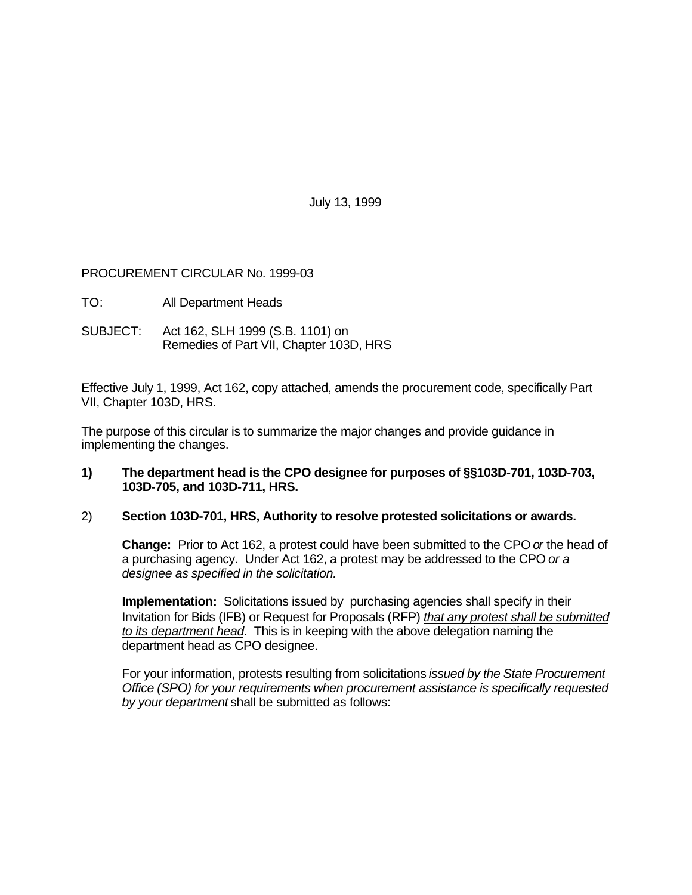July 13, 1999

PROCUREMENT CIRCULAR No. 1999-03

TO: All Department Heads

SUBJECT: Act 162, SLH 1999 (S.B. 1101) on Remedies of Part VII, Chapter 103D, HRS

Effective July 1, 1999, Act 162, copy attached, amends the procurement code, specifically Part VII, Chapter 103D, HRS.

The purpose of this circular is to summarize the major changes and provide guidance in implementing the changes.

1) **The department head is the CPO designee for purposes of §§103D-701, 103D-703, 103D-705, and 103D-711, HRS.**

2) **Section 103D-701, HRS, Authority to resolve protested solicitations or awards.**

   **Change:** Prior to Act 162, a protest could have been submitted to the CPO *or* the head of a purchasing agency. Under Act 162, a protest may be addressed to the CPO *or a designee as specified in the solicitation.*

   **Implementation:** Solicitations issued by purchasing agencies shall specify in their Invitation for Bids (IFB) or Request for Proposals (RFP) *that any protest shall be submitted to its department head*. This is in keeping with the above delegation naming the department head as CPO designee.

   For your information, protests resulting from solicitations *issued by the State Procurement Office (SPO) for your requirements when procurement assistance is specifically requested by your department* shall be submitted as follows: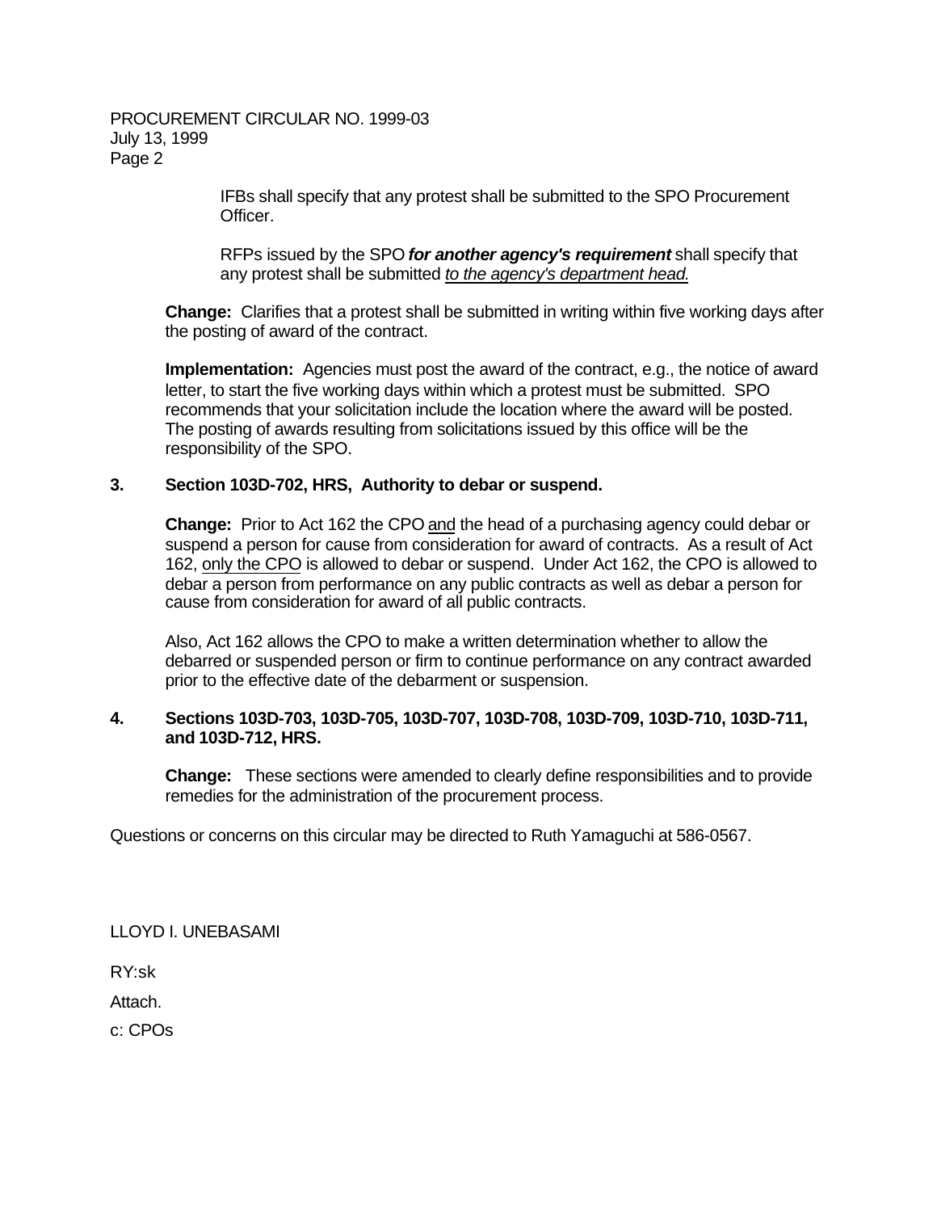IFBs shall specify that any protest shall be submitted to the SPO Procurement Officer.

RFPs issued by the SPO ***for another agency's requirement*** shall specify that any protest shall be submitted *to the agency's department head.*

**Change:** Clarifies that a protest shall be submitted in writing within five working days after the posting of award of the contract.

**Implementation:** Agencies must post the award of the contract, e.g., the notice of award letter, to start the five working days within which a protest must be submitted. SPO recommends that your solicitation include the location where the award will be posted. The posting of awards resulting from solicitations issued by this office will be the responsibility of the SPO.

**3. Section 103D-702, HRS, Authority to debar or suspend.**

**Change:** Prior to Act 162 the CPO and the head of a purchasing agency could debar or suspend a person for cause from consideration for award of contracts. As a result of Act 162, only the CPO is allowed to debar or suspend. Under Act 162, the CPO is allowed to debar a person from performance on any public contracts as well as debar a person for cause from consideration for award of all public contracts.

Also, Act 162 allows the CPO to make a written determination whether to allow the debarred or suspended person or firm to continue performance on any contract awarded prior to the effective date of the debarment or suspension.

**4. Sections 103D-703, 103D-705, 103D-707, 103D-708, 103D-709, 103D-710, 103D-711, and 103D-712, HRS.**

**Change:** These sections were amended to clearly define responsibilities and to provide remedies for the administration of the procurement process.

Questions or concerns on this circular may be directed to Ruth Yamaguchi at 586-0567.

LLOYD I. UNEBASAMI

RY:sk

Attach.

c: CPOs